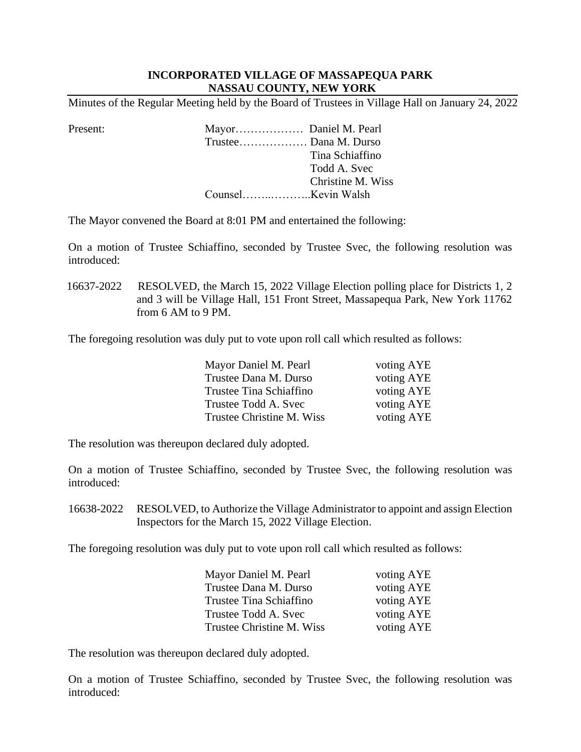**INCORPORATED VILLAGE OF MASSAPEQUA PARK**
**NASSAU COUNTY, NEW YORK**

Minutes of the Regular Meeting held by the Board of Trustees in Village Hall on January 24, 2022

| Present: | | |
|---|---|---|
| | Mayor……………… | Daniel M. Pearl |
| | Trustee……………… | Dana M. Durso |
| | | Tina Schiaffino |
| | | Todd A. Svec |
| | | Christine M. Wiss |
| | Counsel……..……….. | Kevin Walsh |

The Mayor convened the Board at 8:01 PM and entertained the following:

On a motion of Trustee Schiaffino, seconded by Trustee Svec, the following resolution was introduced:

16637-2022 RESOLVED, the March 15, 2022 Village Election polling place for Districts 1, 2 and 3 will be Village Hall, 151 Front Street, Massapequa Park, New York 11762 from 6 AM to 9 PM.

The foregoing resolution was duly put to vote upon roll call which resulted as follows:

| | |
|---|---|
| Mayor Daniel M. Pearl | voting AYE |
| Trustee Dana M. Durso | voting AYE |
| Trustee Tina Schiaffino | voting AYE |
| Trustee Todd A. Svec | voting AYE |
| Trustee Christine M. Wiss | voting AYE |

The resolution was thereupon declared duly adopted.

On a motion of Trustee Schiaffino, seconded by Trustee Svec, the following resolution was introduced:

16638-2022 RESOLVED, to Authorize the Village Administrator to appoint and assign Election Inspectors for the March 15, 2022 Village Election.

The foregoing resolution was duly put to vote upon roll call which resulted as follows:

| | |
|---|---|
| Mayor Daniel M. Pearl | voting AYE |
| Trustee Dana M. Durso | voting AYE |
| Trustee Tina Schiaffino | voting AYE |
| Trustee Todd A. Svec | voting AYE |
| Trustee Christine M. Wiss | voting AYE |

The resolution was thereupon declared duly adopted.

On a motion of Trustee Schiaffino, seconded by Trustee Svec, the following resolution was introduced: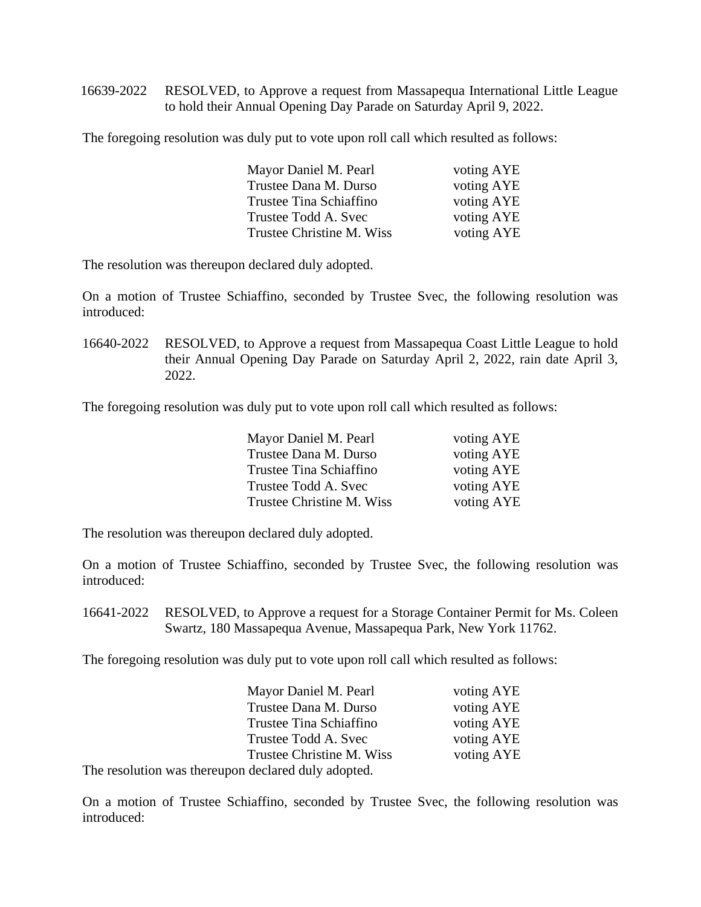16639-2022 RESOLVED, to Approve a request from Massapequa International Little League to hold their Annual Opening Day Parade on Saturday April 9, 2022.

The foregoing resolution was duly put to vote upon roll call which resulted as follows:

| | |
|---|---|
| Mayor Daniel M. Pearl | voting AYE |
| Trustee Dana M. Durso | voting AYE |
| Trustee Tina Schiaffino | voting AYE |
| Trustee Todd A. Svec | voting AYE |
| Trustee Christine M. Wiss | voting AYE |

The resolution was thereupon declared duly adopted.

On a motion of Trustee Schiaffino, seconded by Trustee Svec, the following resolution was introduced:

16640-2022 RESOLVED, to Approve a request from Massapequa Coast Little League to hold their Annual Opening Day Parade on Saturday April 2, 2022, rain date April 3, 2022.

The foregoing resolution was duly put to vote upon roll call which resulted as follows:

| | |
|---|---|
| Mayor Daniel M. Pearl | voting AYE |
| Trustee Dana M. Durso | voting AYE |
| Trustee Tina Schiaffino | voting AYE |
| Trustee Todd A. Svec | voting AYE |
| Trustee Christine M. Wiss | voting AYE |

The resolution was thereupon declared duly adopted.

On a motion of Trustee Schiaffino, seconded by Trustee Svec, the following resolution was introduced:

16641-2022 RESOLVED, to Approve a request for a Storage Container Permit for Ms. Coleen Swartz, 180 Massapequa Avenue, Massapequa Park, New York 11762.

The foregoing resolution was duly put to vote upon roll call which resulted as follows:

| | |
|---|---|
| Mayor Daniel M. Pearl | voting AYE |
| Trustee Dana M. Durso | voting AYE |
| Trustee Tina Schiaffino | voting AYE |
| Trustee Todd A. Svec | voting AYE |
| Trustee Christine M. Wiss | voting AYE |

The resolution was thereupon declared duly adopted.

On a motion of Trustee Schiaffino, seconded by Trustee Svec, the following resolution was introduced: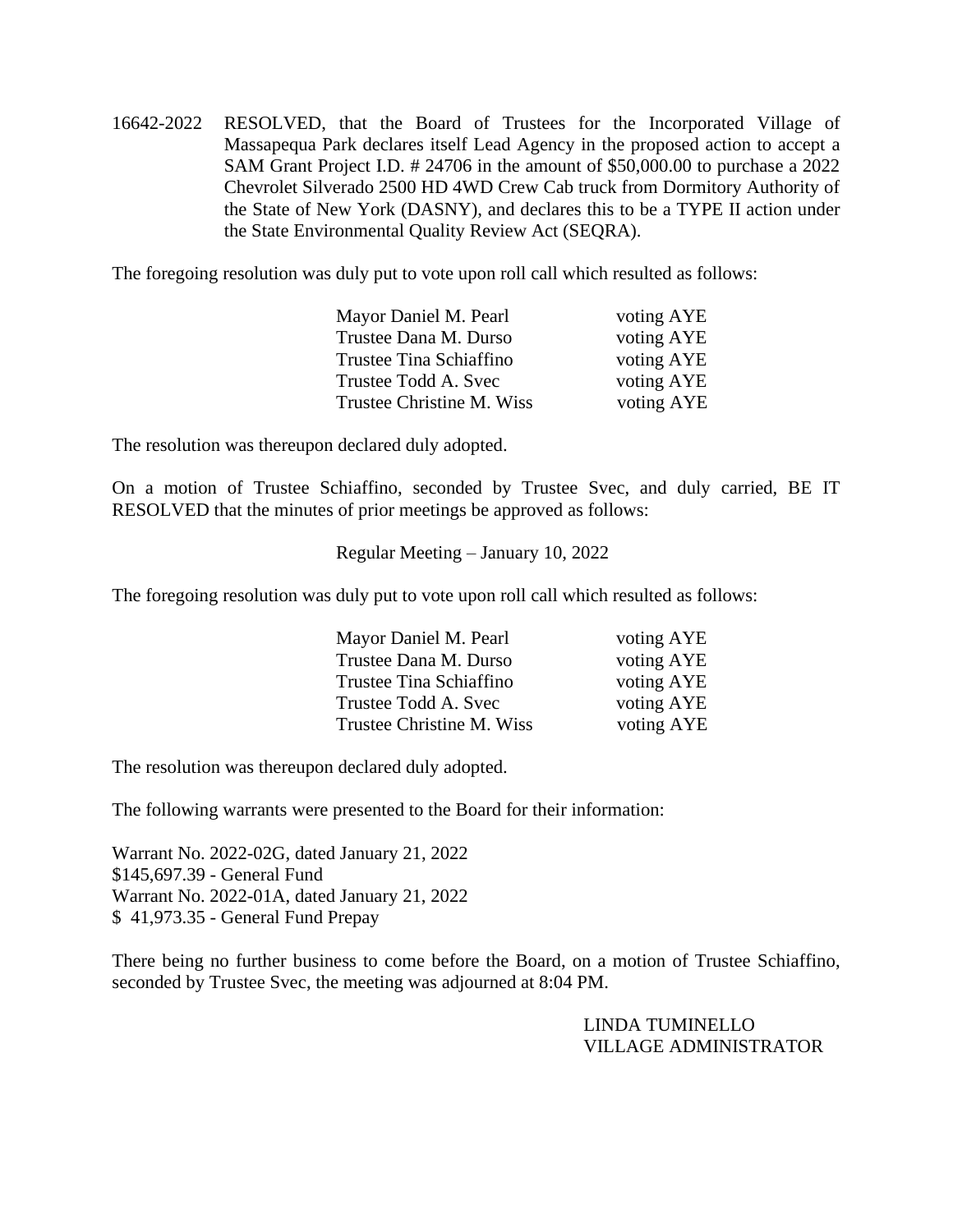16642-2022 RESOLVED, that the Board of Trustees for the Incorporated Village of Massapequa Park declares itself Lead Agency in the proposed action to accept a SAM Grant Project I.D. # 24706 in the amount of $50,000.00 to purchase a 2022 Chevrolet Silverado 2500 HD 4WD Crew Cab truck from Dormitory Authority of the State of New York (DASNY), and declares this to be a TYPE II action under the State Environmental Quality Review Act (SEQRA).

The foregoing resolution was duly put to vote upon roll call which resulted as follows:

| | |
|---|---|
| Mayor Daniel M. Pearl | voting AYE |
| Trustee Dana M. Durso | voting AYE |
| Trustee Tina Schiaffino | voting AYE |
| Trustee Todd A. Svec | voting AYE |
| Trustee Christine M. Wiss | voting AYE |

The resolution was thereupon declared duly adopted.

On a motion of Trustee Schiaffino, seconded by Trustee Svec, and duly carried, BE IT RESOLVED that the minutes of prior meetings be approved as follows:

Regular Meeting – January 10, 2022

The foregoing resolution was duly put to vote upon roll call which resulted as follows:

| | |
|---|---|
| Mayor Daniel M. Pearl | voting AYE |
| Trustee Dana M. Durso | voting AYE |
| Trustee Tina Schiaffino | voting AYE |
| Trustee Todd A. Svec | voting AYE |
| Trustee Christine M. Wiss | voting AYE |

The resolution was thereupon declared duly adopted.

The following warrants were presented to the Board for their information:

Warrant No. 2022-02G, dated January 21, 2022
$145,697.39 - General Fund
Warrant No. 2022-01A, dated January 21, 2022
$ 41,973.35 - General Fund Prepay

There being no further business to come before the Board, on a motion of Trustee Schiaffino, seconded by Trustee Svec, the meeting was adjourned at 8:04 PM.

LINDA TUMINELLO
VILLAGE ADMINISTRATOR